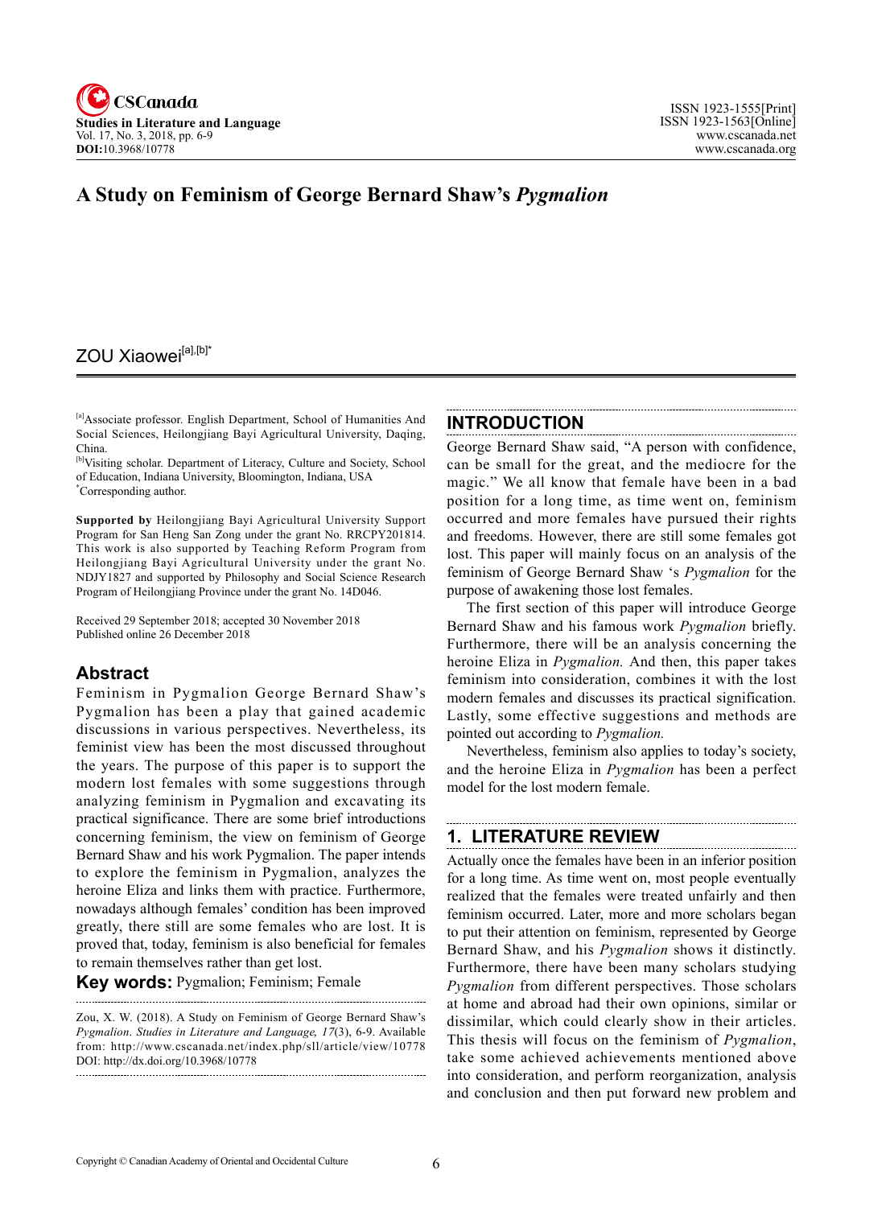# A Study on Feminism of George Bernard Shaw's *Pygmalion*

ZOU Xiaowei[a],[b]*

[a]Associate professor. English Department, School of Humanities And Social Sciences, Heilongjiang Bayi Agricultural University, Daqing, China.
[b]Visiting scholar. Department of Literacy, Culture and Society, School of Education, Indiana University, Bloomington, Indiana, USA
*Corresponding author.

**Supported by** Heilongjiang Bayi Agricultural University Support Program for San Heng San Zong under the grant No. RRCPY201814. This work is also supported by Teaching Reform Program from Heilongjiang Bayi Agricultural University under the grant No. NDJY1827 and supported by Philosophy and Social Science Research Program of Heilongjiang Province under the grant No. 14D046.

Received 29 September 2018; accepted 30 November 2018
Published online 26 December 2018

## Abstract

Feminism in Pygmalion George Bernard Shaw's Pygmalion has been a play that gained academic discussions in various perspectives. Nevertheless, its feminist view has been the most discussed throughout the years. The purpose of this paper is to support the modern lost females with some suggestions through analyzing feminism in Pygmalion and excavating its practical significance. There are some brief introductions concerning feminism, the view on feminism of George Bernard Shaw and his work Pygmalion. The paper intends to explore the feminism in Pygmalion, analyzes the heroine Eliza and links them with practice. Furthermore, nowadays although females' condition has been improved greatly, there still are some females who are lost. It is proved that, today, feminism is also beneficial for females to remain themselves rather than get lost.

**Key words:** Pygmalion; Feminism; Female

Zou, X. W. (2018). A Study on Feminism of George Bernard Shaw's *Pygmalion*. *Studies in Literature and Language, 17*(3), 6-9. Available from: http://www.cscanada.net/index.php/sll/article/view/10778
DOI: http://dx.doi.org/10.3968/10778

## INTRODUCTION

George Bernard Shaw said, "A person with confidence, can be small for the great, and the mediocre for the magic." We all know that female have been in a bad position for a long time, as time went on, feminism occurred and more females have pursued their rights and freedoms. However, there are still some females got lost. This paper will mainly focus on an analysis of the feminism of George Bernard Shaw 's *Pygmalion* for the purpose of awakening those lost females.

The first section of this paper will introduce George Bernard Shaw and his famous work *Pygmalion* briefly. Furthermore, there will be an analysis concerning the heroine Eliza in *Pygmalion.* And then, this paper takes feminism into consideration, combines it with the lost modern females and discusses its practical signification. Lastly, some effective suggestions and methods are pointed out according to *Pygmalion.*

Nevertheless, feminism also applies to today's society, and the heroine Eliza in *Pygmalion* has been a perfect model for the lost modern female.

## 1. LITERATURE REVIEW

Actually once the females have been in an inferior position for a long time. As time went on, most people eventually realized that the females were treated unfairly and then feminism occurred. Later, more and more scholars began to put their attention on feminism, represented by George Bernard Shaw, and his *Pygmalion* shows it distinctly. Furthermore, there have been many scholars studying *Pygmalion* from different perspectives. Those scholars at home and abroad had their own opinions, similar or dissimilar, which could clearly show in their articles. This thesis will focus on the feminism of *Pygmalion*, take some achieved achievements mentioned above into consideration, and perform reorganization, analysis and conclusion and then put forward new problem and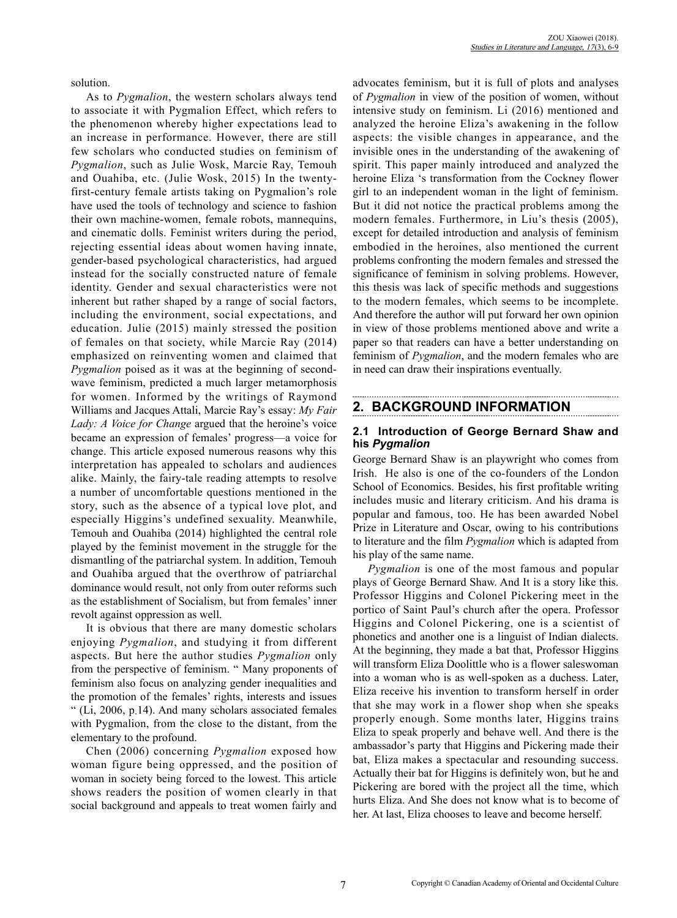solution.

As to *Pygmalion*, the western scholars always tend to associate it with Pygmalion Effect, which refers to the phenomenon whereby higher expectations lead to an increase in performance. However, there are still few scholars who conducted studies on feminism of *Pygmalion*, such as Julie Wosk, Marcie Ray, Temouh and Ouahiba, etc. (Julie Wosk, 2015) In the twenty-first-century female artists taking on Pygmalion's role have used the tools of technology and science to fashion their own machine-women, female robots, mannequins, and cinematic dolls. Feminist writers during the period, rejecting essential ideas about women having innate, gender-based psychological characteristics, had argued instead for the socially constructed nature of female identity. Gender and sexual characteristics were not inherent but rather shaped by a range of social factors, including the environment, social expectations, and education. Julie (2015) mainly stressed the position of females on that society, while Marcie Ray (2014) emphasized on reinventing women and claimed that *Pygmalion* poised as it was at the beginning of second-wave feminism, predicted a much larger metamorphosis for women. Informed by the writings of Raymond Williams and Jacques Attali, Marcie Ray's essay: *My Fair Lady: A Voice for Change* argued that the heroine's voice became an expression of females' progress—a voice for change. This article exposed numerous reasons why this interpretation has appealed to scholars and audiences alike. Mainly, the fairy-tale reading attempts to resolve a number of uncomfortable questions mentioned in the story, such as the absence of a typical love plot, and especially Higgins's undefined sexuality. Meanwhile, Temouh and Ouahiba (2014) highlighted the central role played by the feminist movement in the struggle for the dismantling of the patriarchal system. In addition, Temouh and Ouahiba argued that the overthrow of patriarchal dominance would result, not only from outer reforms such as the establishment of Socialism, but from females' inner revolt against oppression as well.

It is obvious that there are many domestic scholars enjoying *Pygmalion*, and studying it from different aspects. But here the author studies *Pygmalion* only from the perspective of feminism. " Many proponents of feminism also focus on analyzing gender inequalities and the promotion of the females' rights, interests and issues " (Li, 2006, p.14). And many scholars associated females with Pygmalion, from the close to the distant, from the elementary to the profound.

Chen (2006) concerning *Pygmalion* exposed how woman figure being oppressed, and the position of woman in society being forced to the lowest. This article shows readers the position of women clearly in that social background and appeals to treat women fairly and advocates feminism, but it is full of plots and analyses of *Pygmalion* in view of the position of women, without intensive study on feminism. Li (2016) mentioned and analyzed the heroine Eliza's awakening in the follow aspects: the visible changes in appearance, and the invisible ones in the understanding of the awakening of spirit. This paper mainly introduced and analyzed the heroine Eliza 's transformation from the Cockney flower girl to an independent woman in the light of feminism. But it did not notice the practical problems among the modern females. Furthermore, in Liu's thesis (2005), except for detailed introduction and analysis of feminism embodied in the heroines, also mentioned the current problems confronting the modern females and stressed the significance of feminism in solving problems. However, this thesis was lack of specific methods and suggestions to the modern females, which seems to be incomplete. And therefore the author will put forward her own opinion in view of those problems mentioned above and write a paper so that readers can have a better understanding on feminism of *Pygmalion*, and the modern females who are in need can draw their inspirations eventually.

## 2. BACKGROUND INFORMATION

### 2.1 Introduction of George Bernard Shaw and his *Pygmalion*

George Bernard Shaw is an playwright who comes from Irish. He also is one of the co-founders of the London School of Economics. Besides, his first profitable writing includes music and literary criticism. And his drama is popular and famous, too. He has been awarded Nobel Prize in Literature and Oscar, owing to his contributions to literature and the film *Pygmalion* which is adapted from his play of the same name.

*Pygmalion* is one of the most famous and popular plays of George Bernard Shaw. And It is a story like this. Professor Higgins and Colonel Pickering meet in the portico of Saint Paul's church after the opera. Professor Higgins and Colonel Pickering, one is a scientist of phonetics and another one is a linguist of Indian dialects. At the beginning, they made a bat that, Professor Higgins will transform Eliza Doolittle who is a flower saleswoman into a woman who is as well-spoken as a duchess. Later, Eliza receive his invention to transform herself in order that she may work in a flower shop when she speaks properly enough. Some months later, Higgins trains Eliza to speak properly and behave well. And there is the ambassador's party that Higgins and Pickering made their bat, Eliza makes a spectacular and resounding success. Actually their bat for Higgins is definitely won, but he and Pickering are bored with the project all the time, which hurts Eliza. And She does not know what is to become of her. At last, Eliza chooses to leave and become herself.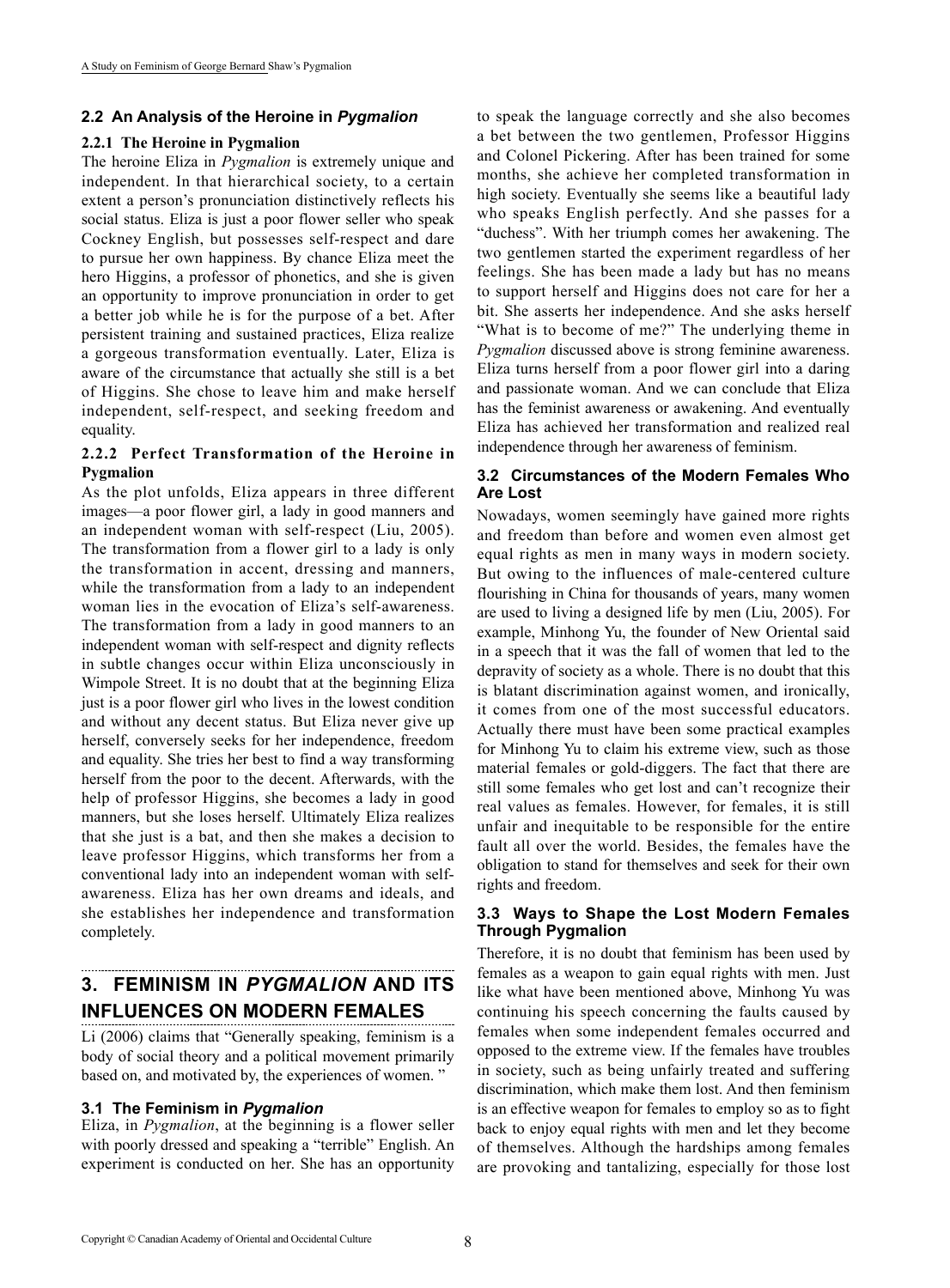### 2.2 An Analysis of the Heroine in *Pygmalion*

#### 2.2.1 The Heroine in Pygmalion

The heroine Eliza in *Pygmalion* is extremely unique and independent. In that hierarchical society, to a certain extent a person's pronunciation distinctively reflects his social status. Eliza is just a poor flower seller who speak Cockney English, but possesses self-respect and dare to pursue her own happiness. By chance Eliza meet the hero Higgins, a professor of phonetics, and she is given an opportunity to improve pronunciation in order to get a better job while he is for the purpose of a bet. After persistent training and sustained practices, Eliza realize a gorgeous transformation eventually. Later, Eliza is aware of the circumstance that actually she still is a bet of Higgins. She chose to leave him and make herself independent, self-respect, and seeking freedom and equality.

#### 2.2.2 Perfect Transformation of the Heroine in Pygmalion

As the plot unfolds, Eliza appears in three different images—a poor flower girl, a lady in good manners and an independent woman with self-respect (Liu, 2005). The transformation from a flower girl to a lady is only the transformation in accent, dressing and manners, while the transformation from a lady to an independent woman lies in the evocation of Eliza's self-awareness. The transformation from a lady in good manners to an independent woman with self-respect and dignity reflects in subtle changes occur within Eliza unconsciously in Wimpole Street. It is no doubt that at the beginning Eliza just is a poor flower girl who lives in the lowest condition and without any decent status. But Eliza never give up herself, conversely seeks for her independence, freedom and equality. She tries her best to find a way transforming herself from the poor to the decent. Afterwards, with the help of professor Higgins, she becomes a lady in good manners, but she loses herself. Ultimately Eliza realizes that she just is a bat, and then she makes a decision to leave professor Higgins, which transforms her from a conventional lady into an independent woman with self-awareness. Eliza has her own dreams and ideals, and she establishes her independence and transformation completely.

## 3. FEMINISM IN *PYGMALION* AND ITS INFLUENCES ON MODERN FEMALES

Li (2006) claims that "Generally speaking, feminism is a body of social theory and a political movement primarily based on, and motivated by, the experiences of women."

### 3.1 The Feminism in *Pygmalion*

Eliza, in *Pygmalion*, at the beginning is a flower seller with poorly dressed and speaking a "terrible" English. An experiment is conducted on her. She has an opportunity to speak the language correctly and she also becomes a bet between the two gentlemen, Professor Higgins and Colonel Pickering. After has been trained for some months, she achieve her completed transformation in high society. Eventually she seems like a beautiful lady who speaks English perfectly. And she passes for a "duchess". With her triumph comes her awakening. The two gentlemen started the experiment regardless of her feelings. She has been made a lady but has no means to support herself and Higgins does not care for her a bit. She asserts her independence. And she asks herself "What is to become of me?" The underlying theme in *Pygmalion* discussed above is strong feminine awareness. Eliza turns herself from a poor flower girl into a daring and passionate woman. And we can conclude that Eliza has the feminist awareness or awakening. And eventually Eliza has achieved her transformation and realized real independence through her awareness of feminism.

### 3.2 Circumstances of the Modern Females Who Are Lost

Nowadays, women seemingly have gained more rights and freedom than before and women even almost get equal rights as men in many ways in modern society. But owing to the influences of male-centered culture flourishing in China for thousands of years, many women are used to living a designed life by men (Liu, 2005). For example, Minhong Yu, the founder of New Oriental said in a speech that it was the fall of women that led to the depravity of society as a whole. There is no doubt that this is blatant discrimination against women, and ironically, it comes from one of the most successful educators. Actually there must have been some practical examples for Minhong Yu to claim his extreme view, such as those material females or gold-diggers. The fact that there are still some females who get lost and can't recognize their real values as females. However, for females, it is still unfair and inequitable to be responsible for the entire fault all over the world. Besides, the females have the obligation to stand for themselves and seek for their own rights and freedom.

### 3.3 Ways to Shape the Lost Modern Females Through Pygmalion

Therefore, it is no doubt that feminism has been used by females as a weapon to gain equal rights with men. Just like what have been mentioned above, Minhong Yu was continuing his speech concerning the faults caused by females when some independent females occurred and opposed to the extreme view. If the females have troubles in society, such as being unfairly treated and suffering discrimination, which make them lost. And then feminism is an effective weapon for females to employ so as to fight back to enjoy equal rights with men and let they become of themselves. Although the hardships among females are provoking and tantalizing, especially for those lost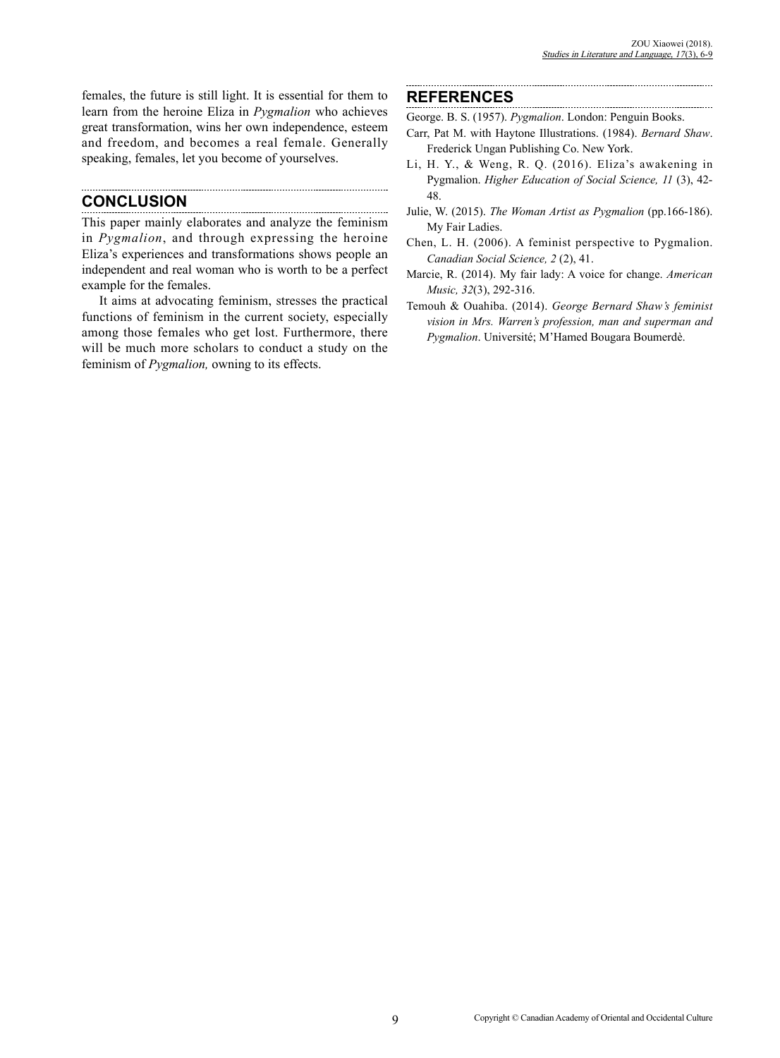females, the future is still light. It is essential for them to learn from the heroine Eliza in *Pygmalion* who achieves great transformation, wins her own independence, esteem and freedom, and becomes a real female. Generally speaking, females, let you become of yourselves.

## CONCLUSION

This paper mainly elaborates and analyze the feminism in *Pygmalion*, and through expressing the heroine Eliza's experiences and transformations shows people an independent and real woman who is worth to be a perfect example for the females.

It aims at advocating feminism, stresses the practical functions of feminism in the current society, especially among those females who get lost. Furthermore, there will be much more scholars to conduct a study on the feminism of *Pygmalion,* owning to its effects.

## REFERENCES

George. B. S. (1957). *Pygmalion*. London: Penguin Books.

Carr, Pat M. with Haytone Illustrations. (1984). *Bernard Shaw*. Frederick Ungan Publishing Co. New York.

Li, H. Y., & Weng, R. Q. (2016). Eliza's awakening in Pygmalion. *Higher Education of Social Science, 11* (3), 42-48.

Julie, W. (2015). *The Woman Artist as Pygmalion* (pp.166-186). My Fair Ladies.

Chen, L. H. (2006). A feminist perspective to Pygmalion. *Canadian Social Science, 2* (2), 41.

Marcie, R. (2014). My fair lady: A voice for change. *American Music, 32*(3), 292-316.

Temouh & Ouahiba. (2014). *George Bernard Shaw's feminist vision in Mrs. Warren's profession, man and superman and Pygmalion*. Université; M'Hamed Bougara Boumerdè.